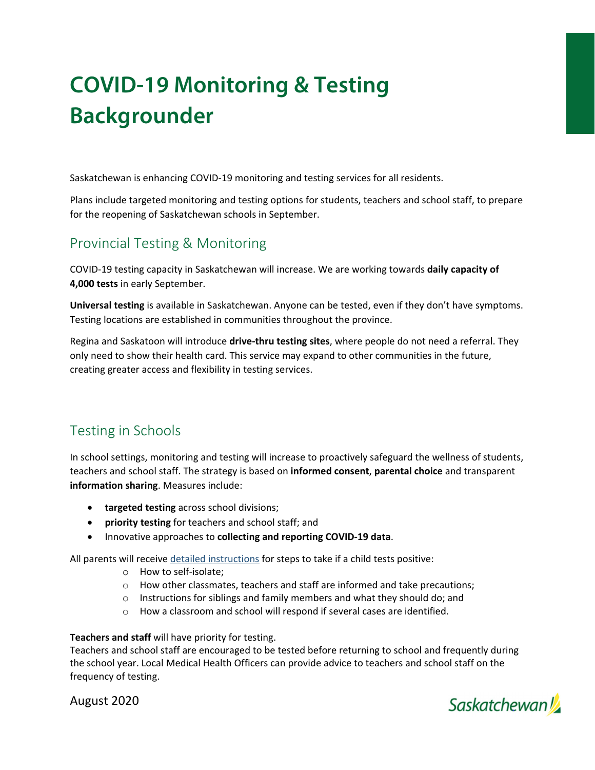# COVID-19 Monitoring & Testing Backgrounder

Saskatchewan is enhancing COVID-19 monitoring and testing services for all residents.

Plans include targeted monitoring and testing options for students, teachers and school staff, to prepare for the reopening of Saskatchewan schools in September.

## Provincial Testing & Monitoring

COVID-19 testing capacity in Saskatchewan will increase. We are working towards **daily capacity of 4,000 tests** in early September.

**Universal testing** is available in Saskatchewan. Anyone can be tested, even if they don't have symptoms. Testing locations are established in communities throughout the province.

Regina and Saskatoon will introduce **drive-thru testing sites**, where people do not need a referral. They only need to show their health card. This service may expand to other communities in the future, creating greater access and flexibility in testing services.

## Testing in Schools

In school settings, monitoring and testing will increase to proactively safeguard the wellness of students, teachers and school staff. The strategy is based on **informed consent**, **parental choice** and transparent **information sharing**. Measures include:

- **targeted testing** across school divisions;
- **priority testing** for teachers and school staff; and
- Innovative approaches to **collecting and reporting COVID-19 data**.

All parents will receive detailed instructions for steps to take if a child tests positive:

- How to self-isolate;
- How other classmates, teachers and staff are informed and take precautions;
- Instructions for siblings and family members and what they should do; and
- How a classroom and school will respond if several cases are identified.

**Teachers and staff** will have priority for testing.
Teachers and school staff are encouraged to be tested before returning to school and frequently during the school year. Local Medical Health Officers can provide advice to teachers and school staff on the frequency of testing.

August 2020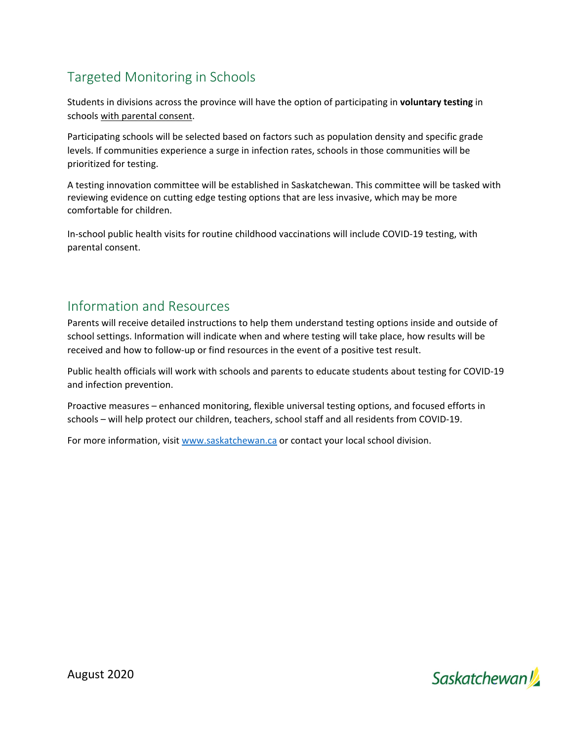## Targeted Monitoring in Schools

Students in divisions across the province will have the option of participating in **voluntary testing** in schools with parental consent.

Participating schools will be selected based on factors such as population density and specific grade levels. If communities experience a surge in infection rates, schools in those communities will be prioritized for testing.

A testing innovation committee will be established in Saskatchewan. This committee will be tasked with reviewing evidence on cutting edge testing options that are less invasive, which may be more comfortable for children.

In-school public health visits for routine childhood vaccinations will include COVID-19 testing, with parental consent.

## Information and Resources

Parents will receive detailed instructions to help them understand testing options inside and outside of school settings. Information will indicate when and where testing will take place, how results will be received and how to follow-up or find resources in the event of a positive test result.

Public health officials will work with schools and parents to educate students about testing for COVID-19 and infection prevention.

Proactive measures – enhanced monitoring, flexible universal testing options, and focused efforts in schools – will help protect our children, teachers, school staff and all residents from COVID-19.

For more information, visit [www.saskatchewan.ca](http://www.saskatchewan.ca) or contact your local school division.

August 2020